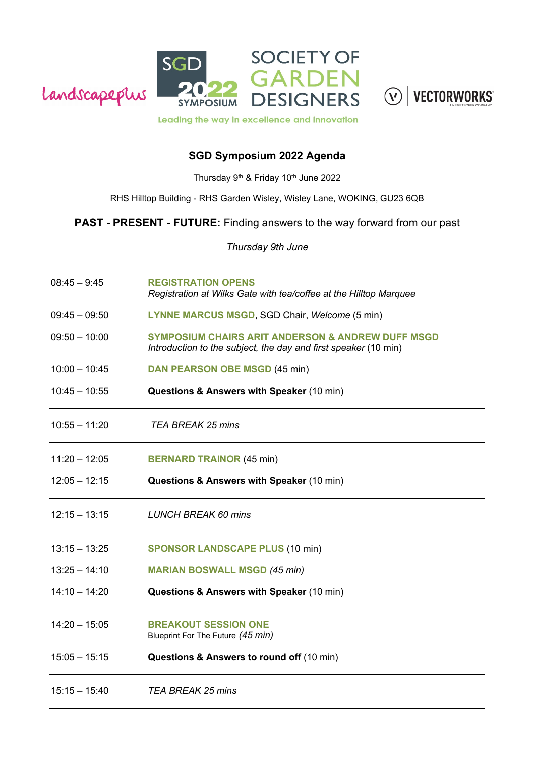Landscapeplus

SGD 2022 SYMPOSIUM

SOCIETY OF GARDEN DESIGNERS

VECTORWORKS

Leading the way in excellence and innovation

## SGD Symposium 2022 Agenda

Thursday 9th & Friday 10th June 2022

RHS Hilltop Building - RHS Garden Wisley, Wisley Lane, WOKING, GU23 6QB

**PAST - PRESENT - FUTURE:** Finding answers to the way forward from our past

*Thursday 9th June*

| | |
|---|---|
| 08:45 – 9:45 | **REGISTRATION OPENS**<br>*Registration at Wilks Gate with tea/coffee at the Hilltop Marquee* |
| 09:45 – 09:50 | **LYNNE MARCUS MSGD**, SGD Chair, *Welcome* (5 min) |
| 09:50 – 10:00 | **SYMPOSIUM CHAIRS ARIT ANDERSON & ANDREW DUFF MSGD**<br>*Introduction to the subject, the day and first speaker* (10 min) |
| 10:00 – 10:45 | **DAN PEARSON OBE MSGD** (45 min) |
| 10:45 – 10:55 | **Questions & Answers with Speaker** (10 min) |
| 10:55 – 11:20 | *TEA BREAK 25 mins* |
| 11:20 – 12:05 | **BERNARD TRAINOR** (45 min) |
| 12:05 – 12:15 | **Questions & Answers with Speaker** (10 min) |
| 12:15 – 13:15 | *LUNCH BREAK 60 mins* |
| 13:15 – 13:25 | **SPONSOR LANDSCAPE PLUS** (10 min) |
| 13:25 – 14:10 | **MARIAN BOSWALL MSGD** *(45 min)* |
| 14:10 – 14:20 | **Questions & Answers with Speaker** (10 min) |
| 14:20 – 15:05 | **BREAKOUT SESSION ONE**<br>Blueprint For The Future *(45 min)* |
| 15:05 – 15:15 | **Questions & Answers to round off** (10 min) |
| 15:15 – 15:40 | *TEA BREAK 25 mins* |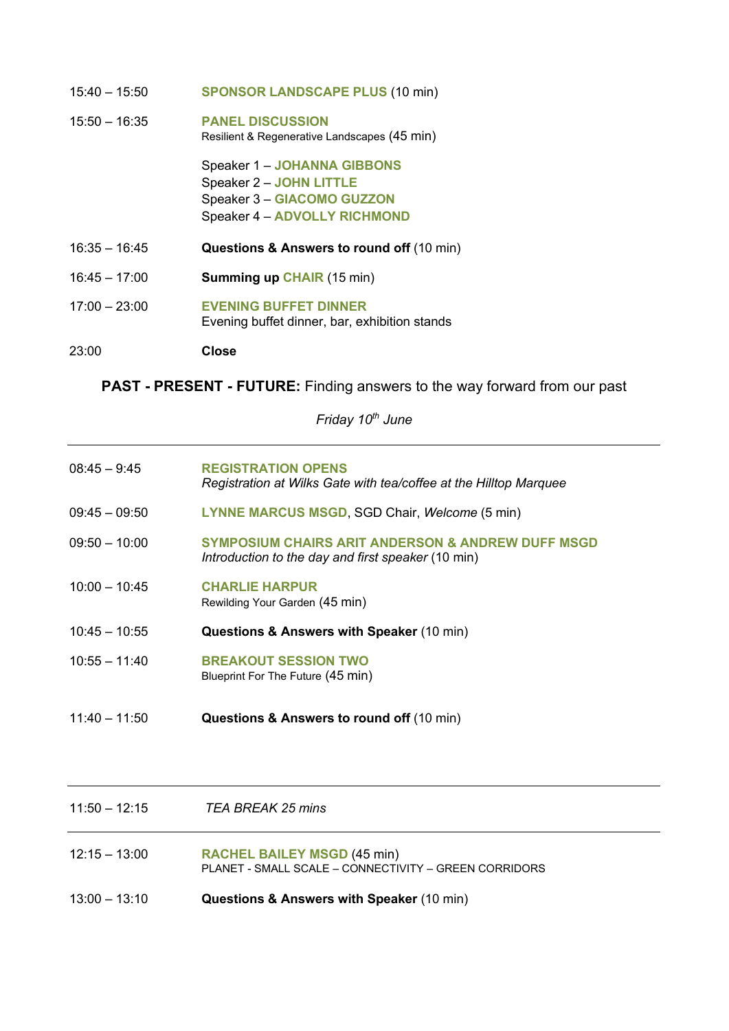| | |
|---|---|
| 15:40 – 15:50 | **SPONSOR LANDSCAPE PLUS** (10 min) |
| 15:50 – 16:35 | **PANEL DISCUSSION**<br>Resilient & Regenerative Landscapes (45 min)<br><br>Speaker 1 – **JOHANNA GIBBONS**<br>Speaker 2 – **JOHN LITTLE**<br>Speaker 3 – **GIACOMO GUZZON**<br>Speaker 4 – **ADVOLLY RICHMOND** |
| 16:35 – 16:45 | **Questions & Answers to round off** (10 min) |
| 16:45 – 17:00 | **Summing up CHAIR** (15 min) |
| 17:00 – 23:00 | **EVENING BUFFET DINNER**<br>Evening buffet dinner, bar, exhibition stands |
| 23:00 | **Close** |

**PAST - PRESENT - FUTURE:** Finding answers to the way forward from our past

*Friday 10th June*

---

| | |
|---|---|
| 08:45 – 9:45 | **REGISTRATION OPENS**<br>*Registration at Wilks Gate with tea/coffee at the Hilltop Marquee* |
| 09:45 – 09:50 | **LYNNE MARCUS MSGD**, SGD Chair, *Welcome* (5 min) |
| 09:50 – 10:00 | **SYMPOSIUM CHAIRS ARIT ANDERSON & ANDREW DUFF MSGD**<br>*Introduction to the day and first speaker* (10 min) |
| 10:00 – 10:45 | **CHARLIE HARPUR**<br>Rewilding Your Garden (45 min) |
| 10:45 – 10:55 | **Questions & Answers with Speaker** (10 min) |
| 10:55 – 11:40 | **BREAKOUT SESSION TWO**<br>Blueprint For The Future (45 min) |
| 11:40 – 11:50 | **Questions & Answers to round off** (10 min) |

---

| | |
|---|---|
| 11:50 – 12:15 | *TEA BREAK 25 mins* |

---

| | |
|---|---|
| 12:15 – 13:00 | **RACHEL BAILEY MSGD** (45 min)<br>PLANET - SMALL SCALE – CONNECTIVITY – GREEN CORRIDORS |
| 13:00 – 13:10 | **Questions & Answers with Speaker** (10 min) |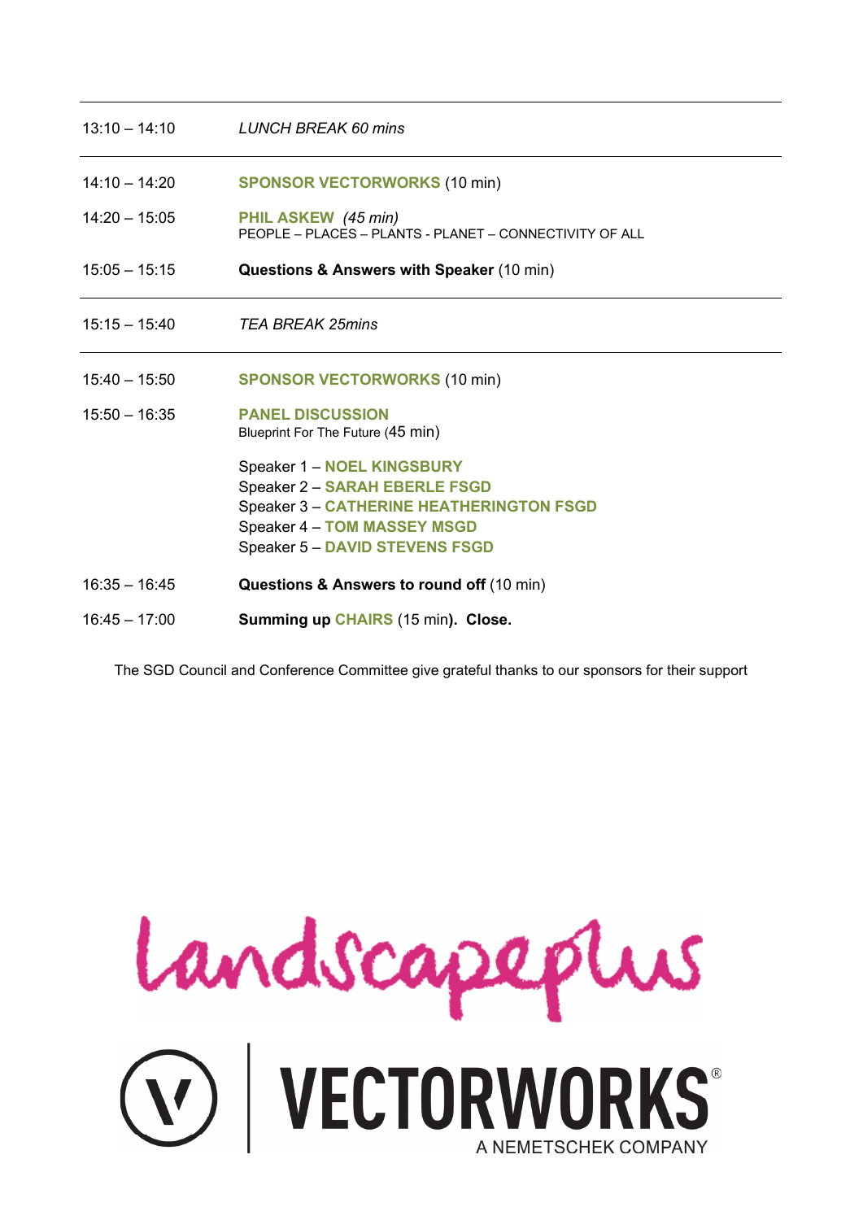| | |
|---|---|
| 13:10 – 14:10 | *LUNCH BREAK 60 mins* |
| 14:10 – 14:20 | **SPONSOR VECTORWORKS** (10 min) |
| 14:20 – 15:05 | **PHIL ASKEW** *(45 min)*<br>PEOPLE – PLACES – PLANTS - PLANET – CONNECTIVITY OF ALL |
| 15:05 – 15:15 | **Questions & Answers with Speaker** (10 min) |
| 15:15 – 15:40 | *TEA BREAK 25mins* |
| 15:40 – 15:50 | **SPONSOR VECTORWORKS** (10 min) |
| 15:50 – 16:35 | **PANEL DISCUSSION**<br>Blueprint For The Future (45 min)<br><br>Speaker 1 – **NOEL KINGSBURY**<br>Speaker 2 – **SARAH EBERLE FSGD**<br>Speaker 3 – **CATHERINE HEATHERINGTON FSGD**<br>Speaker 4 – **TOM MASSEY MSGD**<br>Speaker 5 – **DAVID STEVENS FSGD** |
| 16:35 – 16:45 | **Questions & Answers to round off** (10 min) |
| 16:45 – 17:00 | **Summing up CHAIRS** (15 min**). Close.** |

The SGD Council and Conference Committee give grateful thanks to our sponsors for their support

landscapeplus

VECTORWORKS®
A NEMETSCHEK COMPANY